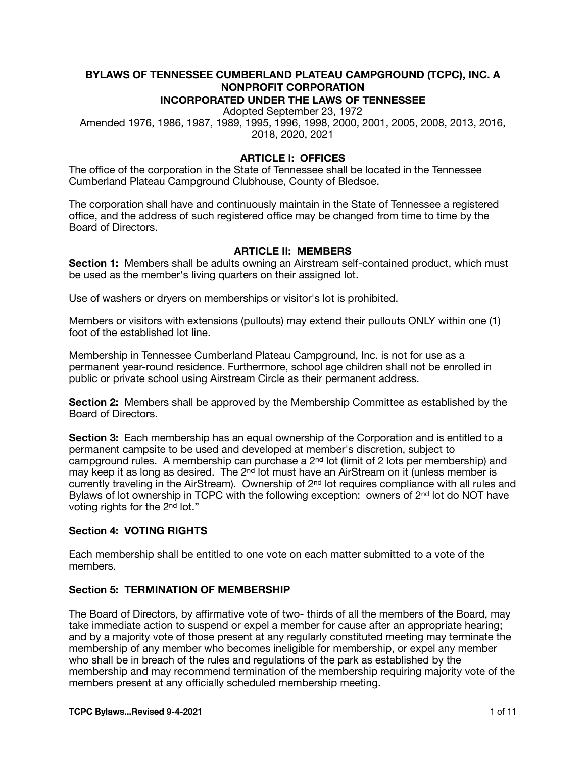# BYLAWS OF TENNESSEE CUMBERLAND PLATEAU CAMPGROUND (TCPC), INC. A NONPROFIT CORPORATION INCORPORATED UNDER THE LAWS OF TENNESSEE

Adopted September 23, 1972

Amended 1976, 1986, 1987, 1989, 1995, 1996, 1998, 2000, 2001, 2005, 2008, 2013, 2016, 2018, 2020, 2021

## ARTICLE I: OFFICES

The office of the corporation in the State of Tennessee shall be located in the Tennessee Cumberland Plateau Campground Clubhouse, County of Bledsoe.

The corporation shall have and continuously maintain in the State of Tennessee a registered office, and the address of such registered office may be changed from time to time by the Board of Directors.

## ARTICLE II: MEMBERS

**Section 1:** Members shall be adults owning an Airstream self-contained product, which must be used as the member's living quarters on their assigned lot.

Use of washers or dryers on memberships or visitor's lot is prohibited.

Members or visitors with extensions (pullouts) may extend their pullouts ONLY within one (1) foot of the established lot line.

Membership in Tennessee Cumberland Plateau Campground, Inc. is not for use as a permanent year-round residence. Furthermore, school age children shall not be enrolled in public or private school using Airstream Circle as their permanent address.

**Section 2:** Members shall be approved by the Membership Committee as established by the Board of Directors.

**Section 3:** Each membership has an equal ownership of the Corporation and is entitled to a permanent campsite to be used and developed at member's discretion, subject to campground rules. A membership can purchase a 2nd lot (limit of 2 lots per membership) and may keep it as long as desired. The 2nd lot must have an AirStream on it (unless member is currently traveling in the AirStream). Ownership of 2nd lot requires compliance with all rules and Bylaws of lot ownership in TCPC with the following exception: owners of 2nd lot do NOT have voting rights for the 2nd lot."

### Section 4: VOTING RIGHTS

Each membership shall be entitled to one vote on each matter submitted to a vote of the members.

### Section 5: TERMINATION OF MEMBERSHIP

The Board of Directors, by affirmative vote of two- thirds of all the members of the Board, may take immediate action to suspend or expel a member for cause after an appropriate hearing; and by a majority vote of those present at any regularly constituted meeting may terminate the membership of any member who becomes ineligible for membership, or expel any member who shall be in breach of the rules and regulations of the park as established by the membership and may recommend termination of the membership requiring majority vote of the members present at any officially scheduled membership meeting.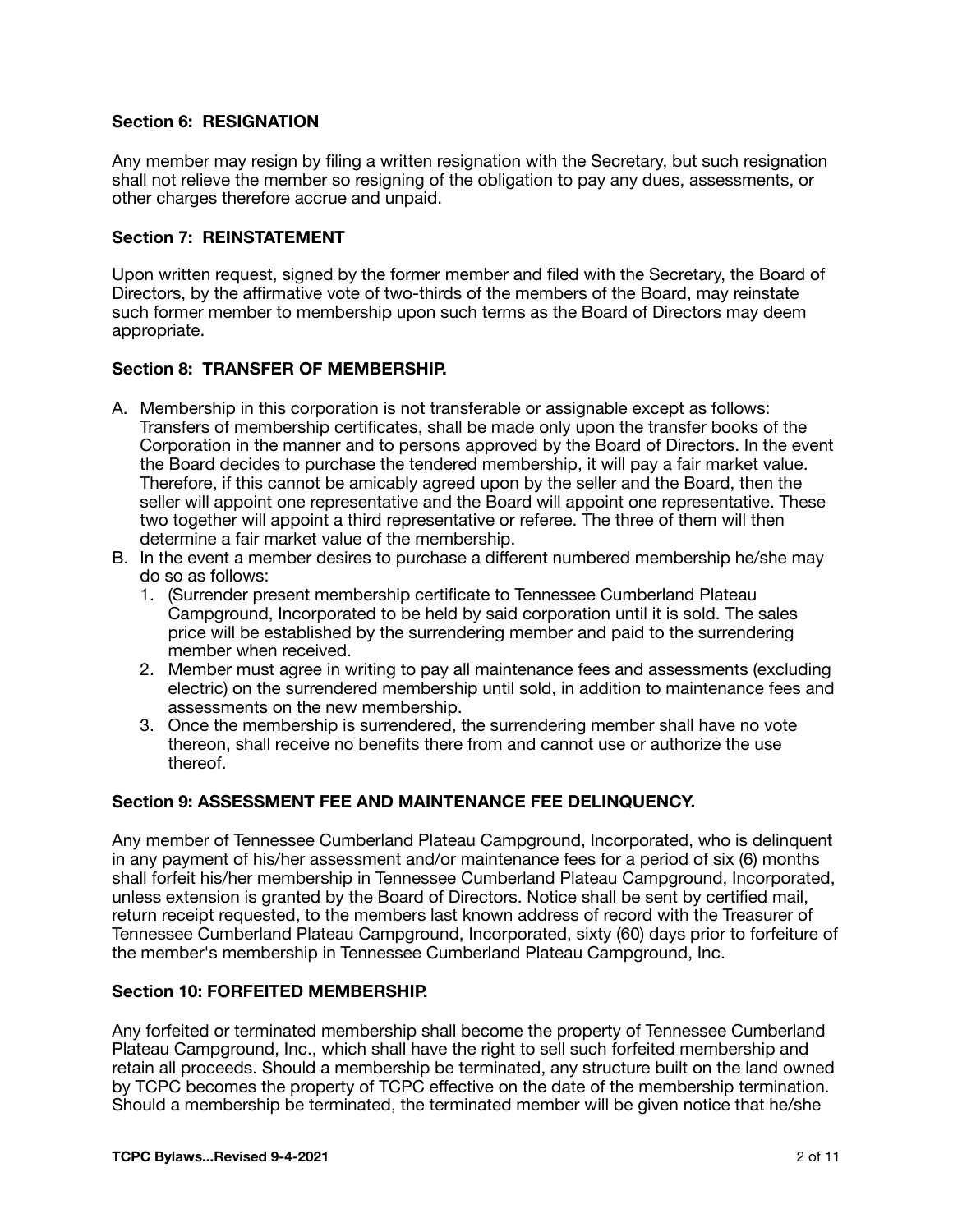### Section 6: RESIGNATION

Any member may resign by filing a written resignation with the Secretary, but such resignation shall not relieve the member so resigning of the obligation to pay any dues, assessments, or other charges therefore accrue and unpaid.

### Section 7: REINSTATEMENT

Upon written request, signed by the former member and filed with the Secretary, the Board of Directors, by the affirmative vote of two-thirds of the members of the Board, may reinstate such former member to membership upon such terms as the Board of Directors may deem appropriate.

### Section 8: TRANSFER OF MEMBERSHIP.

A. Membership in this corporation is not transferable or assignable except as follows: Transfers of membership certificates, shall be made only upon the transfer books of the Corporation in the manner and to persons approved by the Board of Directors. In the event the Board decides to purchase the tendered membership, it will pay a fair market value. Therefore, if this cannot be amicably agreed upon by the seller and the Board, then the seller will appoint one representative and the Board will appoint one representative. These two together will appoint a third representative or referee. The three of them will then determine a fair market value of the membership.
B. In the event a member desires to purchase a different numbered membership he/she may do so as follows:
   1. (Surrender present membership certificate to Tennessee Cumberland Plateau Campground, Incorporated to be held by said corporation until it is sold. The sales price will be established by the surrendering member and paid to the surrendering member when received.
   2. Member must agree in writing to pay all maintenance fees and assessments (excluding electric) on the surrendered membership until sold, in addition to maintenance fees and assessments on the new membership.
   3. Once the membership is surrendered, the surrendering member shall have no vote thereon, shall receive no benefits there from and cannot use or authorize the use thereof.

### Section 9: ASSESSMENT FEE AND MAINTENANCE FEE DELINQUENCY.

Any member of Tennessee Cumberland Plateau Campground, Incorporated, who is delinquent in any payment of his/her assessment and/or maintenance fees for a period of six (6) months shall forfeit his/her membership in Tennessee Cumberland Plateau Campground, Incorporated, unless extension is granted by the Board of Directors. Notice shall be sent by certified mail, return receipt requested, to the members last known address of record with the Treasurer of Tennessee Cumberland Plateau Campground, Incorporated, sixty (60) days prior to forfeiture of the member's membership in Tennessee Cumberland Plateau Campground, Inc.

### Section 10: FORFEITED MEMBERSHIP.

Any forfeited or terminated membership shall become the property of Tennessee Cumberland Plateau Campground, Inc., which shall have the right to sell such forfeited membership and retain all proceeds. Should a membership be terminated, any structure built on the land owned by TCPC becomes the property of TCPC effective on the date of the membership termination. Should a membership be terminated, the terminated member will be given notice that he/she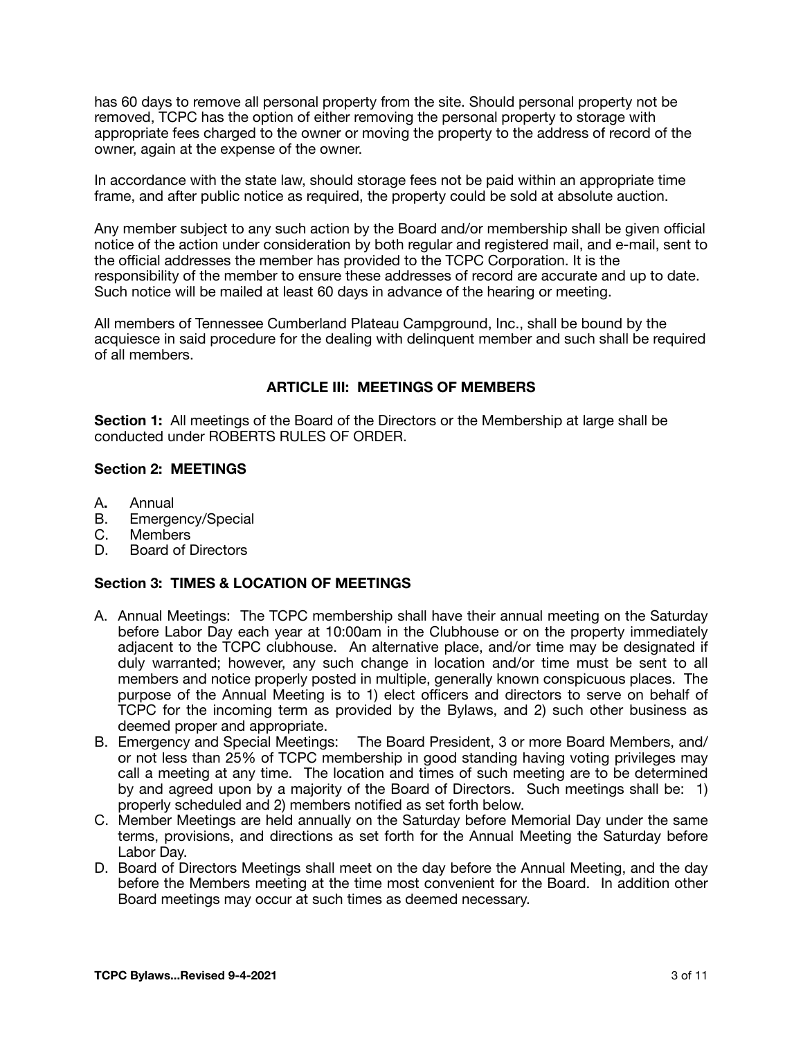has 60 days to remove all personal property from the site. Should personal property not be removed, TCPC has the option of either removing the personal property to storage with appropriate fees charged to the owner or moving the property to the address of record of the owner, again at the expense of the owner.

In accordance with the state law, should storage fees not be paid within an appropriate time frame, and after public notice as required, the property could be sold at absolute auction.

Any member subject to any such action by the Board and/or membership shall be given official notice of the action under consideration by both regular and registered mail, and e-mail, sent to the official addresses the member has provided to the TCPC Corporation. It is the responsibility of the member to ensure these addresses of record are accurate and up to date. Such notice will be mailed at least 60 days in advance of the hearing or meeting.

All members of Tennessee Cumberland Plateau Campground, Inc., shall be bound by the acquiesce in said procedure for the dealing with delinquent member and such shall be required of all members.

## ARTICLE III: MEETINGS OF MEMBERS

**Section 1:** All meetings of the Board of the Directors or the Membership at large shall be conducted under ROBERTS RULES OF ORDER.

### Section 2: MEETINGS

A. Annual
B. Emergency/Special
C. Members
D. Board of Directors

### Section 3: TIMES & LOCATION OF MEETINGS

A. Annual Meetings: The TCPC membership shall have their annual meeting on the Saturday before Labor Day each year at 10:00am in the Clubhouse or on the property immediately adjacent to the TCPC clubhouse. An alternative place, and/or time may be designated if duly warranted; however, any such change in location and/or time must be sent to all members and notice properly posted in multiple, generally known conspicuous places. The purpose of the Annual Meeting is to 1) elect officers and directors to serve on behalf of TCPC for the incoming term as provided by the Bylaws, and 2) such other business as deemed proper and appropriate.
B. Emergency and Special Meetings: The Board President, 3 or more Board Members, and/or not less than 25% of TCPC membership in good standing having voting privileges may call a meeting at any time. The location and times of such meeting are to be determined by and agreed upon by a majority of the Board of Directors. Such meetings shall be: 1) properly scheduled and 2) members notified as set forth below.
C. Member Meetings are held annually on the Saturday before Memorial Day under the same terms, provisions, and directions as set forth for the Annual Meeting the Saturday before Labor Day.
D. Board of Directors Meetings shall meet on the day before the Annual Meeting, and the day before the Members meeting at the time most convenient for the Board. In addition other Board meetings may occur at such times as deemed necessary.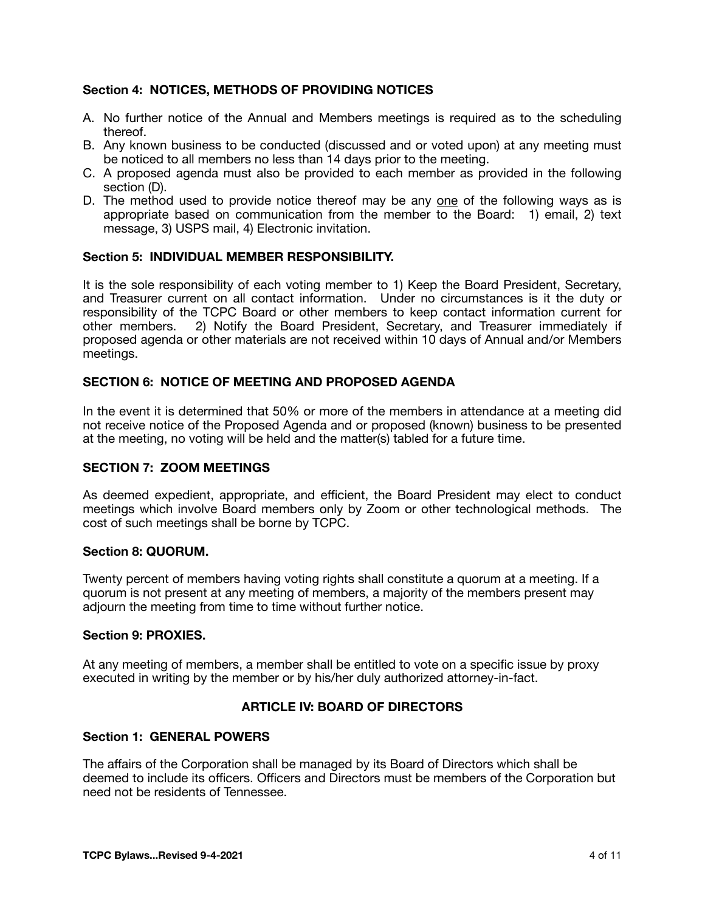### Section 4: NOTICES, METHODS OF PROVIDING NOTICES

A. No further notice of the Annual and Members meetings is required as to the scheduling thereof.
B. Any known business to be conducted (discussed and or voted upon) at any meeting must be noticed to all members no less than 14 days prior to the meeting.
C. A proposed agenda must also be provided to each member as provided in the following section (D).
D. The method used to provide notice thereof may be any one of the following ways as is appropriate based on communication from the member to the Board: 1) email, 2) text message, 3) USPS mail, 4) Electronic invitation.

### Section 5: INDIVIDUAL MEMBER RESPONSIBILITY.

It is the sole responsibility of each voting member to 1) Keep the Board President, Secretary, and Treasurer current on all contact information. Under no circumstances is it the duty or responsibility of the TCPC Board or other members to keep contact information current for other members. 2) Notify the Board President, Secretary, and Treasurer immediately if proposed agenda or other materials are not received within 10 days of Annual and/or Members meetings.

### SECTION 6: NOTICE OF MEETING AND PROPOSED AGENDA

In the event it is determined that 50% or more of the members in attendance at a meeting did not receive notice of the Proposed Agenda and or proposed (known) business to be presented at the meeting, no voting will be held and the matter(s) tabled for a future time.

### SECTION 7: ZOOM MEETINGS

As deemed expedient, appropriate, and efficient, the Board President may elect to conduct meetings which involve Board members only by Zoom or other technological methods. The cost of such meetings shall be borne by TCPC.

### Section 8: QUORUM.

Twenty percent of members having voting rights shall constitute a quorum at a meeting. If a quorum is not present at any meeting of members, a majority of the members present may adjourn the meeting from time to time without further notice.

### Section 9: PROXIES.

At any meeting of members, a member shall be entitled to vote on a specific issue by proxy executed in writing by the member or by his/her duly authorized attorney-in-fact.

## ARTICLE IV: BOARD OF DIRECTORS

### Section 1: GENERAL POWERS

The affairs of the Corporation shall be managed by its Board of Directors which shall be deemed to include its officers. Officers and Directors must be members of the Corporation but need not be residents of Tennessee.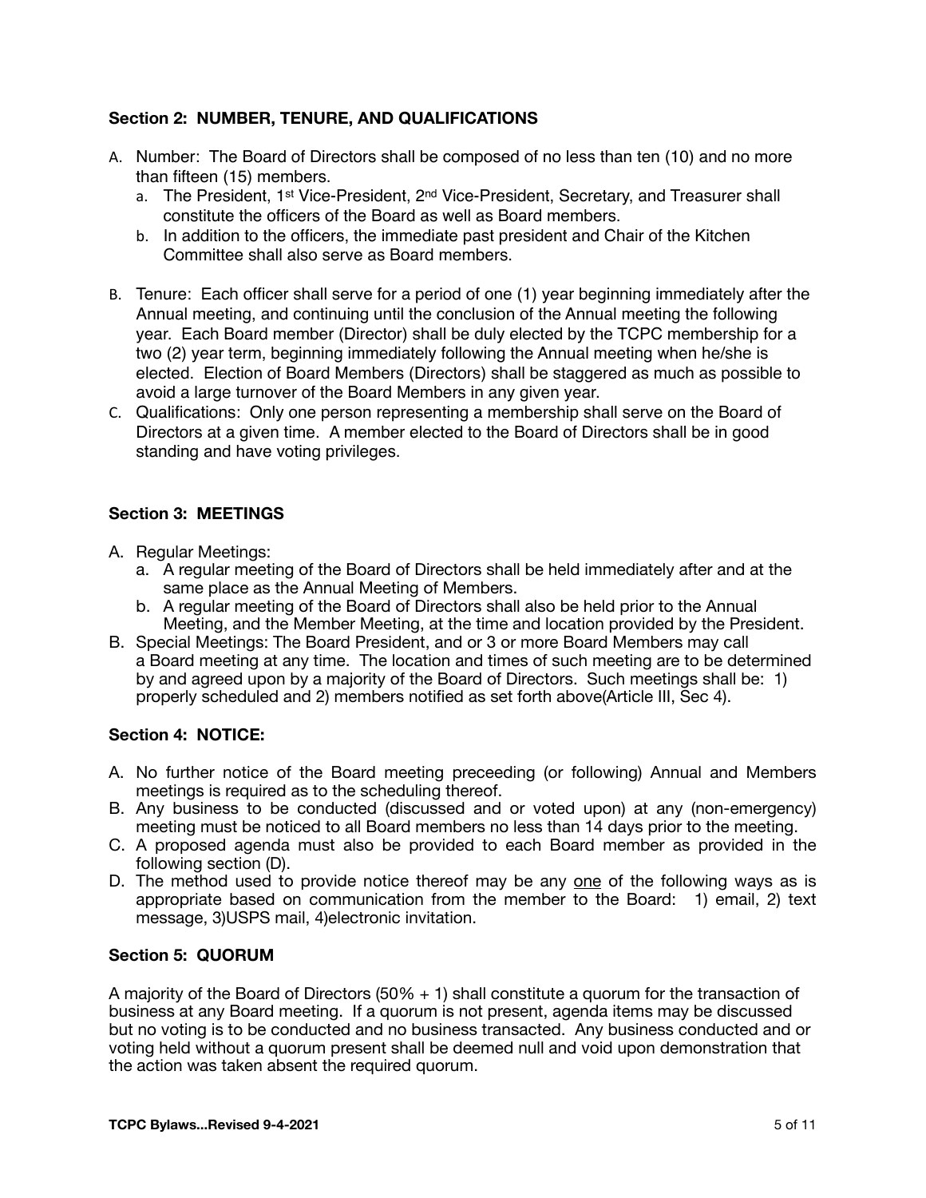### Section 2: NUMBER, TENURE, AND QUALIFICATIONS

A. Number: The Board of Directors shall be composed of no less than ten (10) and no more than fifteen (15) members.
   a. The President, 1st Vice-President, 2nd Vice-President, Secretary, and Treasurer shall constitute the officers of the Board as well as Board members.
   b. In addition to the officers, the immediate past president and Chair of the Kitchen Committee shall also serve as Board members.

B. Tenure: Each officer shall serve for a period of one (1) year beginning immediately after the Annual meeting, and continuing until the conclusion of the Annual meeting the following year. Each Board member (Director) shall be duly elected by the TCPC membership for a two (2) year term, beginning immediately following the Annual meeting when he/she is elected. Election of Board Members (Directors) shall be staggered as much as possible to avoid a large turnover of the Board Members in any given year.

C. Qualifications: Only one person representing a membership shall serve on the Board of Directors at a given time. A member elected to the Board of Directors shall be in good standing and have voting privileges.

### Section 3: MEETINGS

A. Regular Meetings:
   a. A regular meeting of the Board of Directors shall be held immediately after and at the same place as the Annual Meeting of Members.
   b. A regular meeting of the Board of Directors shall also be held prior to the Annual Meeting, and the Member Meeting, at the time and location provided by the President.

B. Special Meetings: The Board President, and or 3 or more Board Members may call a Board meeting at any time. The location and times of such meeting are to be determined by and agreed upon by a majority of the Board of Directors. Such meetings shall be: 1) properly scheduled and 2) members notified as set forth above(Article III, Sec 4).

### Section 4: NOTICE:

A. No further notice of the Board meeting preceeding (or following) Annual and Members meetings is required as to the scheduling thereof.

B. Any business to be conducted (discussed and or voted upon) at any (non-emergency) meeting must be noticed to all Board members no less than 14 days prior to the meeting.

C. A proposed agenda must also be provided to each Board member as provided in the following section (D).

D. The method used to provide notice thereof may be any one of the following ways as is appropriate based on communication from the member to the Board: 1) email, 2) text message, 3)USPS mail, 4)electronic invitation.

### Section 5: QUORUM

A majority of the Board of Directors (50% + 1) shall constitute a quorum for the transaction of business at any Board meeting. If a quorum is not present, agenda items may be discussed but no voting is to be conducted and no business transacted. Any business conducted and or voting held without a quorum present shall be deemed null and void upon demonstration that the action was taken absent the required quorum.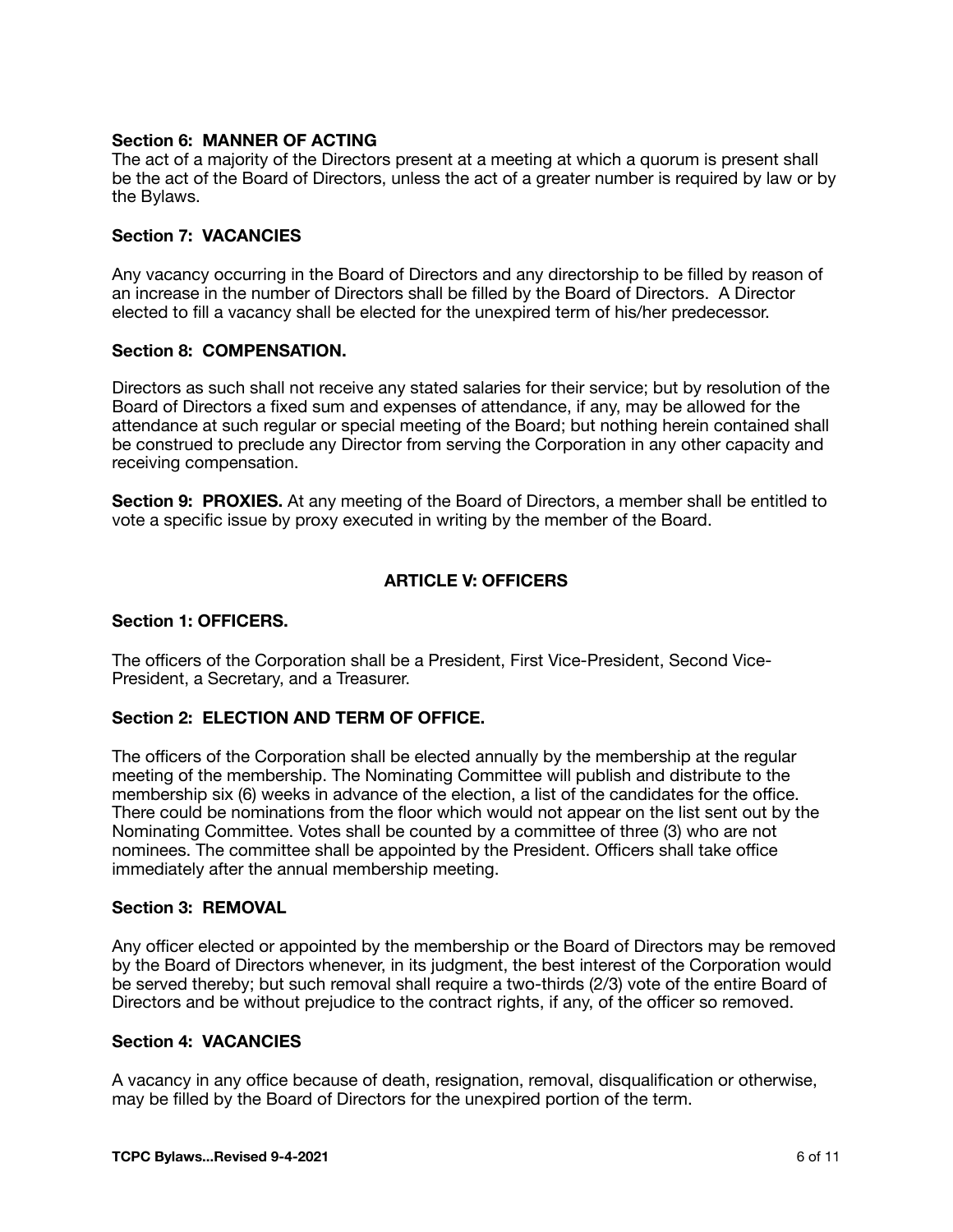**Section 6: MANNER OF ACTING**

The act of a majority of the Directors present at a meeting at which a quorum is present shall be the act of the Board of Directors, unless the act of a greater number is required by law or by the Bylaws.

**Section 7: VACANCIES**

Any vacancy occurring in the Board of Directors and any directorship to be filled by reason of an increase in the number of Directors shall be filled by the Board of Directors. A Director elected to fill a vacancy shall be elected for the unexpired term of his/her predecessor.

**Section 8: COMPENSATION.**

Directors as such shall not receive any stated salaries for their service; but by resolution of the Board of Directors a fixed sum and expenses of attendance, if any, may be allowed for the attendance at such regular or special meeting of the Board; but nothing herein contained shall be construed to preclude any Director from serving the Corporation in any other capacity and receiving compensation.

**Section 9: PROXIES.** At any meeting of the Board of Directors, a member shall be entitled to vote a specific issue by proxy executed in writing by the member of the Board.

## ARTICLE V: OFFICERS

**Section 1: OFFICERS.**

The officers of the Corporation shall be a President, First Vice-President, Second Vice-President, a Secretary, and a Treasurer.

**Section 2: ELECTION AND TERM OF OFFICE.**

The officers of the Corporation shall be elected annually by the membership at the regular meeting of the membership. The Nominating Committee will publish and distribute to the membership six (6) weeks in advance of the election, a list of the candidates for the office. There could be nominations from the floor which would not appear on the list sent out by the Nominating Committee. Votes shall be counted by a committee of three (3) who are not nominees. The committee shall be appointed by the President. Officers shall take office immediately after the annual membership meeting.

**Section 3: REMOVAL**

Any officer elected or appointed by the membership or the Board of Directors may be removed by the Board of Directors whenever, in its judgment, the best interest of the Corporation would be served thereby; but such removal shall require a two-thirds (2/3) vote of the entire Board of Directors and be without prejudice to the contract rights, if any, of the officer so removed.

**Section 4: VACANCIES**

A vacancy in any office because of death, resignation, removal, disqualification or otherwise, may be filled by the Board of Directors for the unexpired portion of the term.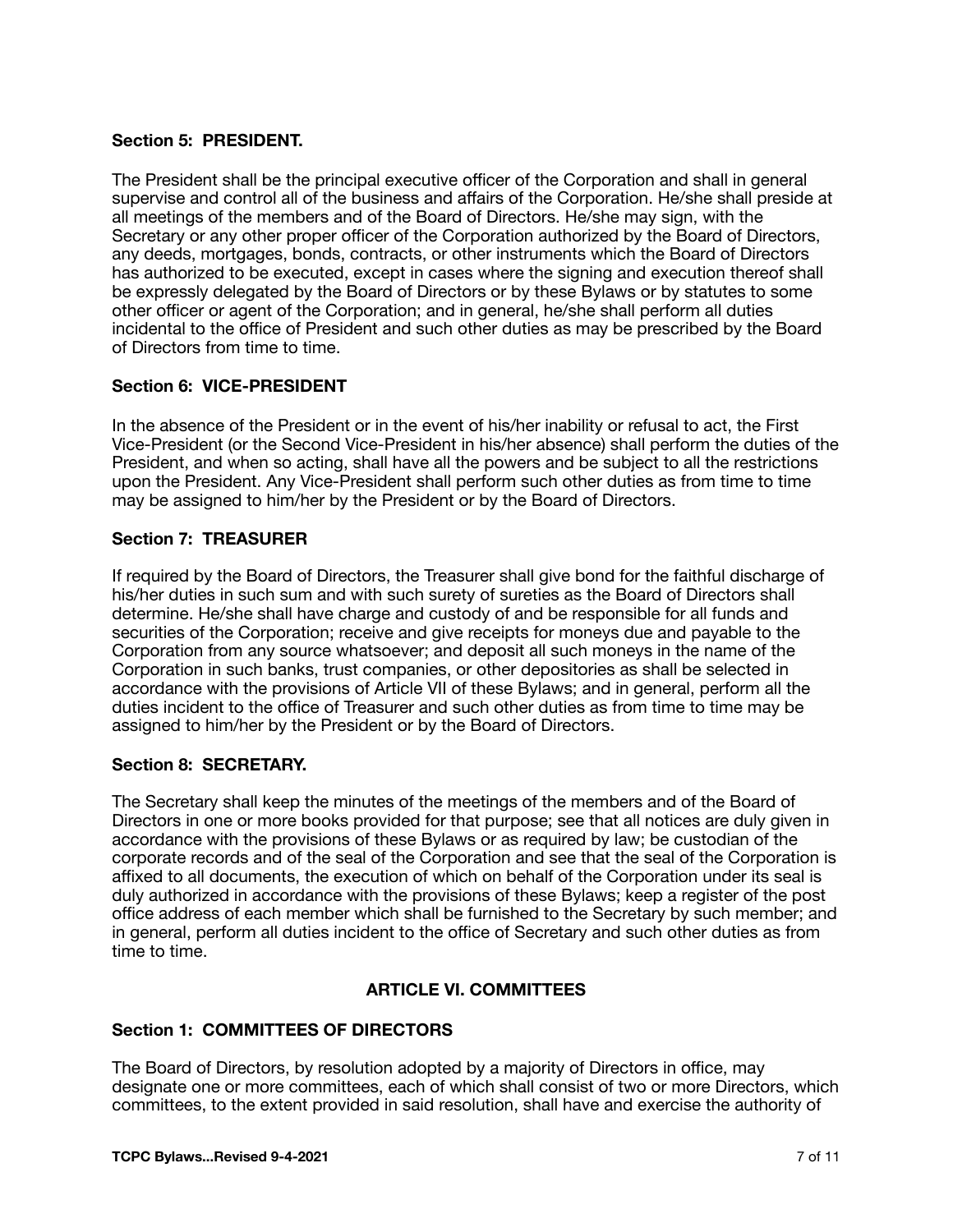### Section 5: PRESIDENT.

The President shall be the principal executive officer of the Corporation and shall in general supervise and control all of the business and affairs of the Corporation. He/she shall preside at all meetings of the members and of the Board of Directors. He/she may sign, with the Secretary or any other proper officer of the Corporation authorized by the Board of Directors, any deeds, mortgages, bonds, contracts, or other instruments which the Board of Directors has authorized to be executed, except in cases where the signing and execution thereof shall be expressly delegated by the Board of Directors or by these Bylaws or by statutes to some other officer or agent of the Corporation; and in general, he/she shall perform all duties incidental to the office of President and such other duties as may be prescribed by the Board of Directors from time to time.

### Section 6: VICE-PRESIDENT

In the absence of the President or in the event of his/her inability or refusal to act, the First Vice-President (or the Second Vice-President in his/her absence) shall perform the duties of the President, and when so acting, shall have all the powers and be subject to all the restrictions upon the President. Any Vice-President shall perform such other duties as from time to time may be assigned to him/her by the President or by the Board of Directors.

### Section 7: TREASURER

If required by the Board of Directors, the Treasurer shall give bond for the faithful discharge of his/her duties in such sum and with such surety of sureties as the Board of Directors shall determine. He/she shall have charge and custody of and be responsible for all funds and securities of the Corporation; receive and give receipts for moneys due and payable to the Corporation from any source whatsoever; and deposit all such moneys in the name of the Corporation in such banks, trust companies, or other depositories as shall be selected in accordance with the provisions of Article VII of these Bylaws; and in general, perform all the duties incident to the office of Treasurer and such other duties as from time to time may be assigned to him/her by the President or by the Board of Directors.

### Section 8: SECRETARY.

The Secretary shall keep the minutes of the meetings of the members and of the Board of Directors in one or more books provided for that purpose; see that all notices are duly given in accordance with the provisions of these Bylaws or as required by law; be custodian of the corporate records and of the seal of the Corporation and see that the seal of the Corporation is affixed to all documents, the execution of which on behalf of the Corporation under its seal is duly authorized in accordance with the provisions of these Bylaws; keep a register of the post office address of each member which shall be furnished to the Secretary by such member; and in general, perform all duties incident to the office of Secretary and such other duties as from time to time.

## ARTICLE VI. COMMITTEES

### Section 1: COMMITTEES OF DIRECTORS

The Board of Directors, by resolution adopted by a majority of Directors in office, may designate one or more committees, each of which shall consist of two or more Directors, which committees, to the extent provided in said resolution, shall have and exercise the authority of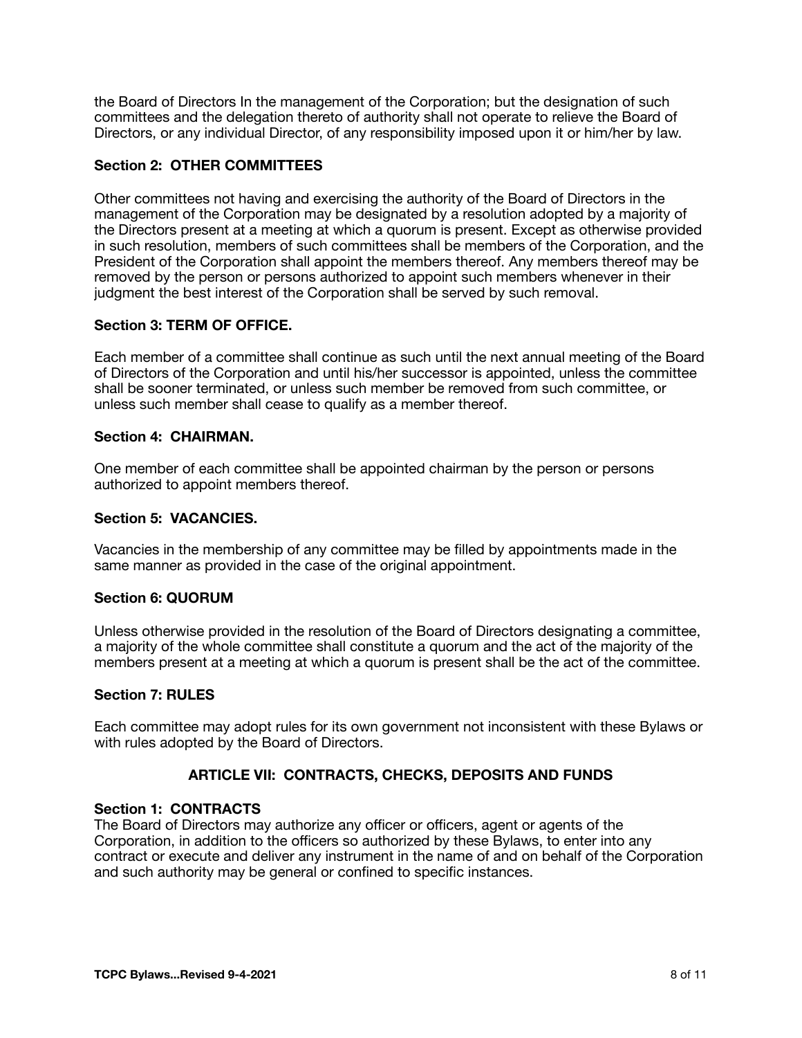the Board of Directors In the management of the Corporation; but the designation of such committees and the delegation thereto of authority shall not operate to relieve the Board of Directors, or any individual Director, of any responsibility imposed upon it or him/her by law.

### Section 2: OTHER COMMITTEES

Other committees not having and exercising the authority of the Board of Directors in the management of the Corporation may be designated by a resolution adopted by a majority of the Directors present at a meeting at which a quorum is present. Except as otherwise provided in such resolution, members of such committees shall be members of the Corporation, and the President of the Corporation shall appoint the members thereof. Any members thereof may be removed by the person or persons authorized to appoint such members whenever in their judgment the best interest of the Corporation shall be served by such removal.

### Section 3: TERM OF OFFICE.

Each member of a committee shall continue as such until the next annual meeting of the Board of Directors of the Corporation and until his/her successor is appointed, unless the committee shall be sooner terminated, or unless such member be removed from such committee, or unless such member shall cease to qualify as a member thereof.

### Section 4: CHAIRMAN.

One member of each committee shall be appointed chairman by the person or persons authorized to appoint members thereof.

### Section 5: VACANCIES.

Vacancies in the membership of any committee may be filled by appointments made in the same manner as provided in the case of the original appointment.

### Section 6: QUORUM

Unless otherwise provided in the resolution of the Board of Directors designating a committee, a majority of the whole committee shall constitute a quorum and the act of the majority of the members present at a meeting at which a quorum is present shall be the act of the committee.

### Section 7: RULES

Each committee may adopt rules for its own government not inconsistent with these Bylaws or with rules adopted by the Board of Directors.

## ARTICLE VII: CONTRACTS, CHECKS, DEPOSITS AND FUNDS

### Section 1: CONTRACTS

The Board of Directors may authorize any officer or officers, agent or agents of the Corporation, in addition to the officers so authorized by these Bylaws, to enter into any contract or execute and deliver any instrument in the name of and on behalf of the Corporation and such authority may be general or confined to specific instances.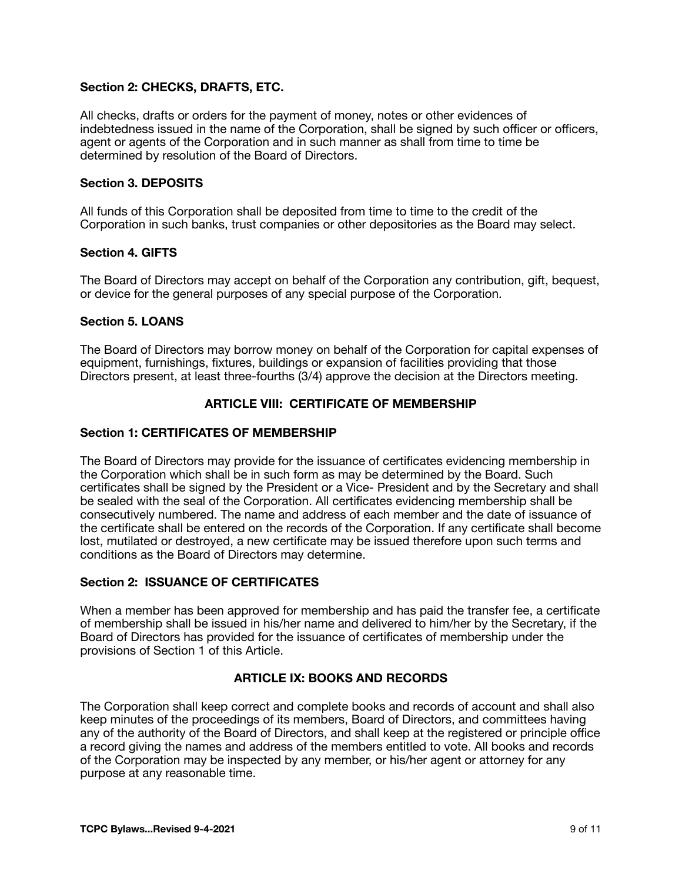### Section 2: CHECKS, DRAFTS, ETC.

All checks, drafts or orders for the payment of money, notes or other evidences of indebtedness issued in the name of the Corporation, shall be signed by such officer or officers, agent or agents of the Corporation and in such manner as shall from time to time be determined by resolution of the Board of Directors.

### Section 3. DEPOSITS

All funds of this Corporation shall be deposited from time to time to the credit of the Corporation in such banks, trust companies or other depositories as the Board may select.

### Section 4. GIFTS

The Board of Directors may accept on behalf of the Corporation any contribution, gift, bequest, or device for the general purposes of any special purpose of the Corporation.

### Section 5. LOANS

The Board of Directors may borrow money on behalf of the Corporation for capital expenses of equipment, furnishings, fixtures, buildings or expansion of facilities providing that those Directors present, at least three-fourths (3/4) approve the decision at the Directors meeting.

## ARTICLE VIII: CERTIFICATE OF MEMBERSHIP

### Section 1: CERTIFICATES OF MEMBERSHIP

The Board of Directors may provide for the issuance of certificates evidencing membership in the Corporation which shall be in such form as may be determined by the Board. Such certificates shall be signed by the President or a Vice- President and by the Secretary and shall be sealed with the seal of the Corporation. All certificates evidencing membership shall be consecutively numbered. The name and address of each member and the date of issuance of the certificate shall be entered on the records of the Corporation. If any certificate shall become lost, mutilated or destroyed, a new certificate may be issued therefore upon such terms and conditions as the Board of Directors may determine.

### Section 2: ISSUANCE OF CERTIFICATES

When a member has been approved for membership and has paid the transfer fee, a certificate of membership shall be issued in his/her name and delivered to him/her by the Secretary, if the Board of Directors has provided for the issuance of certificates of membership under the provisions of Section 1 of this Article.

## ARTICLE IX: BOOKS AND RECORDS

The Corporation shall keep correct and complete books and records of account and shall also keep minutes of the proceedings of its members, Board of Directors, and committees having any of the authority of the Board of Directors, and shall keep at the registered or principle office a record giving the names and address of the members entitled to vote. All books and records of the Corporation may be inspected by any member, or his/her agent or attorney for any purpose at any reasonable time.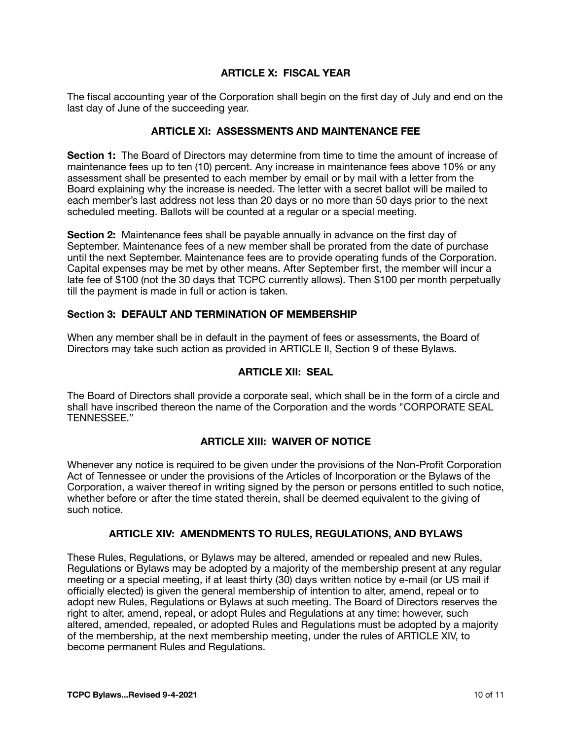## ARTICLE X: FISCAL YEAR

The fiscal accounting year of the Corporation shall begin on the first day of July and end on the last day of June of the succeeding year.

## ARTICLE XI: ASSESSMENTS AND MAINTENANCE FEE

**Section 1:** The Board of Directors may determine from time to time the amount of increase of maintenance fees up to ten (10) percent. Any increase in maintenance fees above 10% or any assessment shall be presented to each member by email or by mail with a letter from the Board explaining why the increase is needed. The letter with a secret ballot will be mailed to each member's last address not less than 20 days or no more than 50 days prior to the next scheduled meeting. Ballots will be counted at a regular or a special meeting.

**Section 2:** Maintenance fees shall be payable annually in advance on the first day of September. Maintenance fees of a new member shall be prorated from the date of purchase until the next September. Maintenance fees are to provide operating funds of the Corporation. Capital expenses may be met by other means. After September first, the member will incur a late fee of $100 (not the 30 days that TCPC currently allows). Then $100 per month perpetually till the payment is made in full or action is taken.

### Section 3: DEFAULT AND TERMINATION OF MEMBERSHIP

When any member shall be in default in the payment of fees or assessments, the Board of Directors may take such action as provided in ARTICLE II, Section 9 of these Bylaws.

## ARTICLE XII: SEAL

The Board of Directors shall provide a corporate seal, which shall be in the form of a circle and shall have inscribed thereon the name of the Corporation and the words "CORPORATE SEAL TENNESSEE."

## ARTICLE XIII: WAIVER OF NOTICE

Whenever any notice is required to be given under the provisions of the Non-Profit Corporation Act of Tennessee or under the provisions of the Articles of Incorporation or the Bylaws of the Corporation, a waiver thereof in writing signed by the person or persons entitled to such notice, whether before or after the time stated therein, shall be deemed equivalent to the giving of such notice.

## ARTICLE XIV: AMENDMENTS TO RULES, REGULATIONS, AND BYLAWS

These Rules, Regulations, or Bylaws may be altered, amended or repealed and new Rules, Regulations or Bylaws may be adopted by a majority of the membership present at any regular meeting or a special meeting, if at least thirty (30) days written notice by e-mail (or US mail if officially elected) is given the general membership of intention to alter, amend, repeal or to adopt new Rules, Regulations or Bylaws at such meeting. The Board of Directors reserves the right to alter, amend, repeal, or adopt Rules and Regulations at any time: however, such altered, amended, repealed, or adopted Rules and Regulations must be adopted by a majority of the membership, at the next membership meeting, under the rules of ARTICLE XIV, to become permanent Rules and Regulations.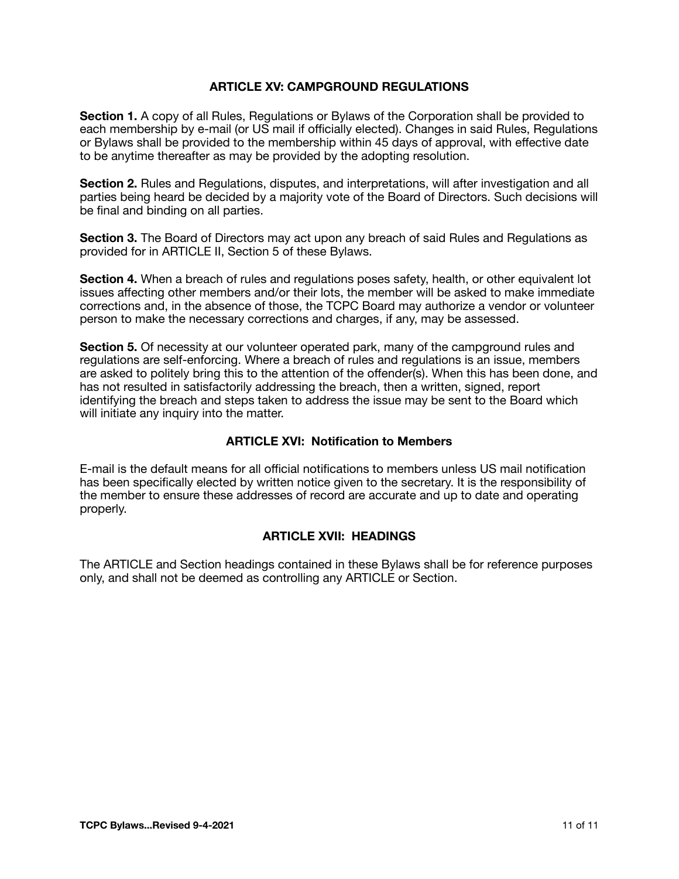## ARTICLE XV: CAMPGROUND REGULATIONS

**Section 1.** A copy of all Rules, Regulations or Bylaws of the Corporation shall be provided to each membership by e-mail (or US mail if officially elected). Changes in said Rules, Regulations or Bylaws shall be provided to the membership within 45 days of approval, with effective date to be anytime thereafter as may be provided by the adopting resolution.

**Section 2.** Rules and Regulations, disputes, and interpretations, will after investigation and all parties being heard be decided by a majority vote of the Board of Directors. Such decisions will be final and binding on all parties.

**Section 3.** The Board of Directors may act upon any breach of said Rules and Regulations as provided for in ARTICLE II, Section 5 of these Bylaws.

**Section 4.** When a breach of rules and regulations poses safety, health, or other equivalent lot issues affecting other members and/or their lots, the member will be asked to make immediate corrections and, in the absence of those, the TCPC Board may authorize a vendor or volunteer person to make the necessary corrections and charges, if any, may be assessed.

**Section 5.** Of necessity at our volunteer operated park, many of the campground rules and regulations are self-enforcing. Where a breach of rules and regulations is an issue, members are asked to politely bring this to the attention of the offender(s). When this has been done, and has not resulted in satisfactorily addressing the breach, then a written, signed, report identifying the breach and steps taken to address the issue may be sent to the Board which will initiate any inquiry into the matter.

## ARTICLE XVI: Notification to Members

E-mail is the default means for all official notifications to members unless US mail notification has been specifically elected by written notice given to the secretary. It is the responsibility of the member to ensure these addresses of record are accurate and up to date and operating properly.

## ARTICLE XVII: HEADINGS

The ARTICLE and Section headings contained in these Bylaws shall be for reference purposes only, and shall not be deemed as controlling any ARTICLE or Section.